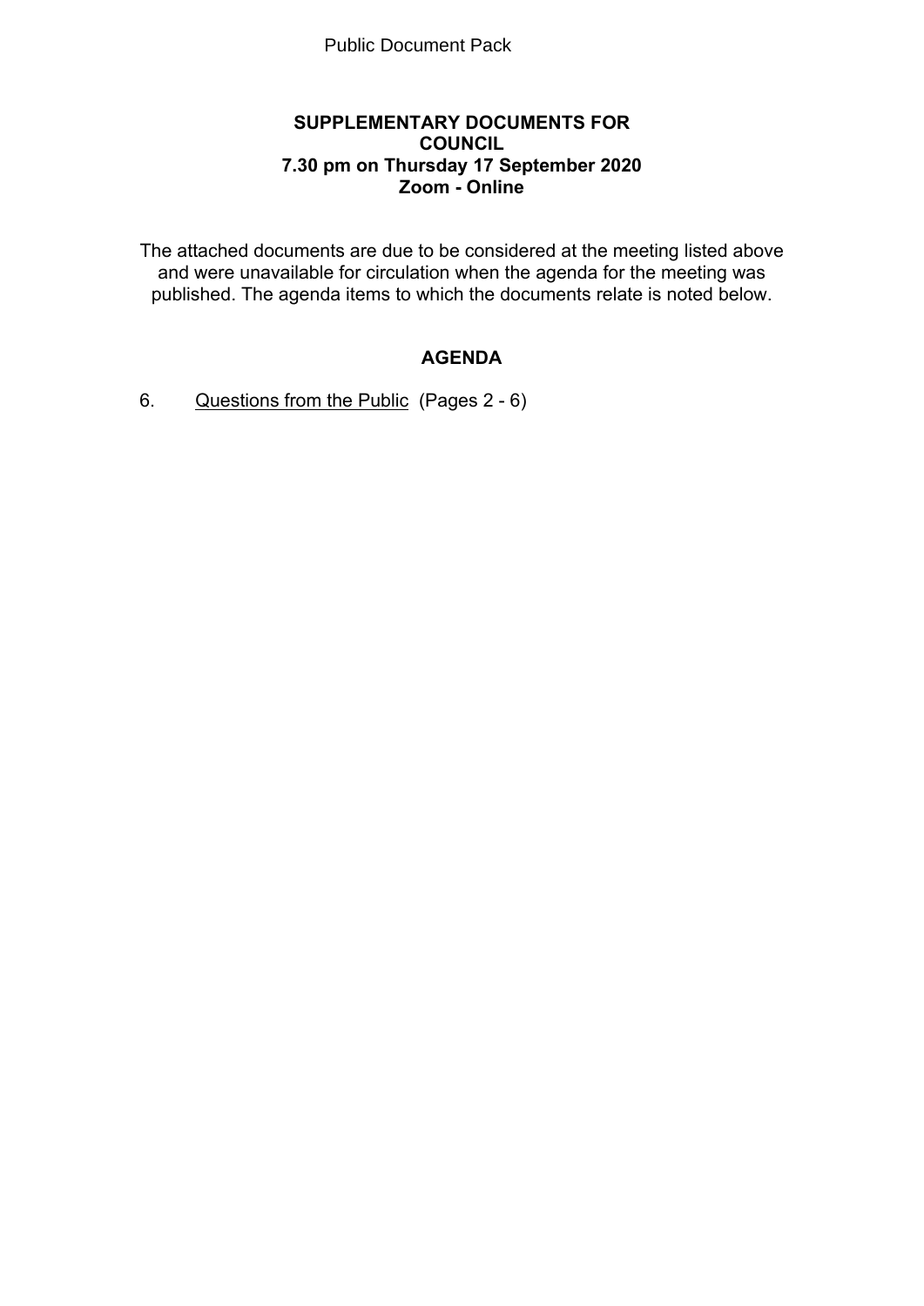Public Document Pack

**SUPPLEMENTARY DOCUMENTS FOR COUNCIL**
**7.30 pm on Thursday 17 September 2020**
**Zoom - Online**

The attached documents are due to be considered at the meeting listed above and were unavailable for circulation when the agenda for the meeting was published. The agenda items to which the documents relate is noted below.

## AGENDA

6. Questions from the Public (Pages 2 - 6)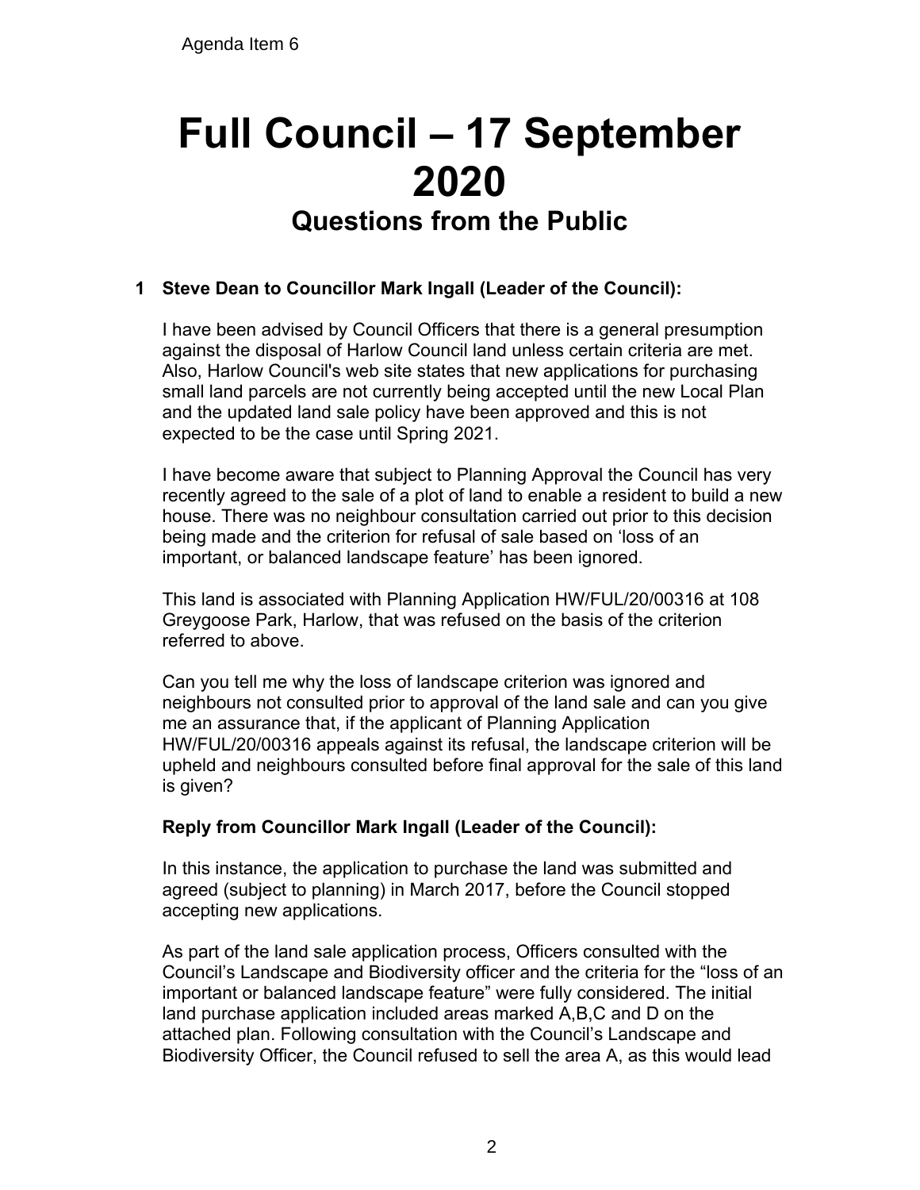Agenda Item 6

# Full Council – 17 September 2020

## Questions from the Public

### 1 Steve Dean to Councillor Mark Ingall (Leader of the Council):

I have been advised by Council Officers that there is a general presumption against the disposal of Harlow Council land unless certain criteria are met. Also, Harlow Council's web site states that new applications for purchasing small land parcels are not currently being accepted until the new Local Plan and the updated land sale policy have been approved and this is not expected to be the case until Spring 2021.

I have become aware that subject to Planning Approval the Council has very recently agreed to the sale of a plot of land to enable a resident to build a new house. There was no neighbour consultation carried out prior to this decision being made and the criterion for refusal of sale based on 'loss of an important, or balanced landscape feature' has been ignored.

This land is associated with Planning Application HW/FUL/20/00316 at 108 Greygoose Park, Harlow, that was refused on the basis of the criterion referred to above.

Can you tell me why the loss of landscape criterion was ignored and neighbours not consulted prior to approval of the land sale and can you give me an assurance that, if the applicant of Planning Application HW/FUL/20/00316 appeals against its refusal, the landscape criterion will be upheld and neighbours consulted before final approval for the sale of this land is given?

**Reply from Councillor Mark Ingall (Leader of the Council):**

In this instance, the application to purchase the land was submitted and agreed (subject to planning) in March 2017, before the Council stopped accepting new applications.

As part of the land sale application process, Officers consulted with the Council's Landscape and Biodiversity officer and the criteria for the "loss of an important or balanced landscape feature" were fully considered. The initial land purchase application included areas marked A,B,C and D on the attached plan. Following consultation with the Council's Landscape and Biodiversity Officer, the Council refused to sell the area A, as this would lead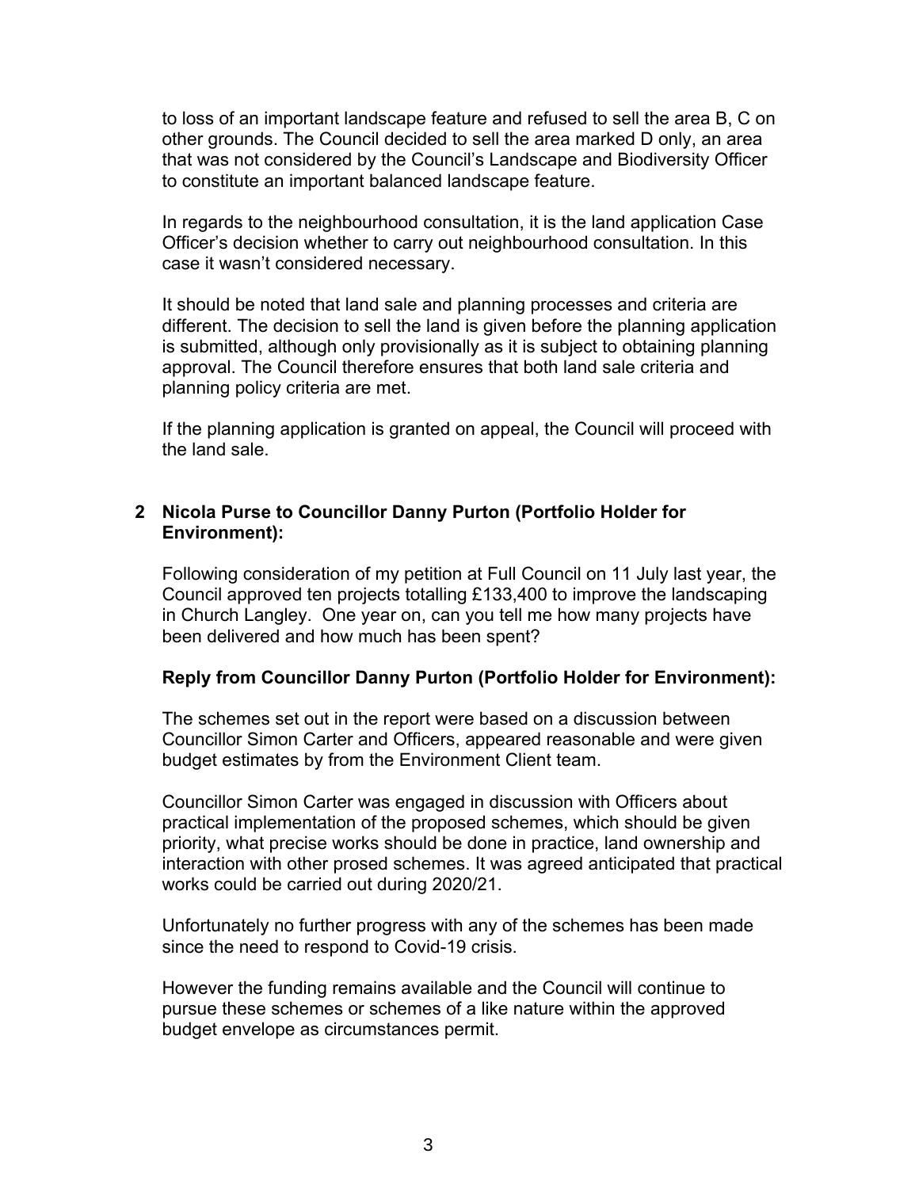to loss of an important landscape feature and refused to sell the area B, C on other grounds. The Council decided to sell the area marked D only, an area that was not considered by the Council's Landscape and Biodiversity Officer to constitute an important balanced landscape feature.

In regards to the neighbourhood consultation, it is the land application Case Officer's decision whether to carry out neighbourhood consultation. In this case it wasn't considered necessary.

It should be noted that land sale and planning processes and criteria are different. The decision to sell the land is given before the planning application is submitted, although only provisionally as it is subject to obtaining planning approval. The Council therefore ensures that both land sale criteria and planning policy criteria are met.

If the planning application is granted on appeal, the Council will proceed with the land sale.

**2 Nicola Purse to Councillor Danny Purton (Portfolio Holder for Environment):**

Following consideration of my petition at Full Council on 11 July last year, the Council approved ten projects totalling £133,400 to improve the landscaping in Church Langley. One year on, can you tell me how many projects have been delivered and how much has been spent?

**Reply from Councillor Danny Purton (Portfolio Holder for Environment):**

The schemes set out in the report were based on a discussion between Councillor Simon Carter and Officers, appeared reasonable and were given budget estimates by from the Environment Client team.

Councillor Simon Carter was engaged in discussion with Officers about practical implementation of the proposed schemes, which should be given priority, what precise works should be done in practice, land ownership and interaction with other prosed schemes. It was agreed anticipated that practical works could be carried out during 2020/21.

Unfortunately no further progress with any of the schemes has been made since the need to respond to Covid-19 crisis.

However the funding remains available and the Council will continue to pursue these schemes or schemes of a like nature within the approved budget envelope as circumstances permit.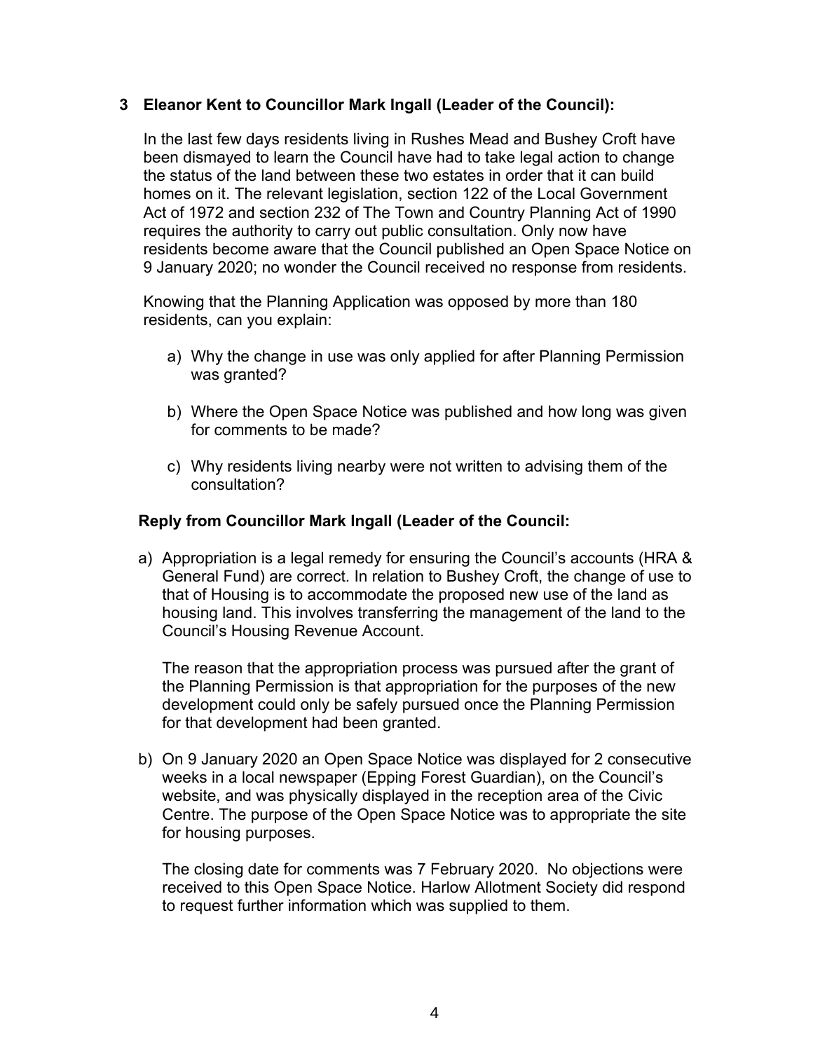**3 Eleanor Kent to Councillor Mark Ingall (Leader of the Council):**

In the last few days residents living in Rushes Mead and Bushey Croft have been dismayed to learn the Council have had to take legal action to change the status of the land between these two estates in order that it can build homes on it. The relevant legislation, section 122 of the Local Government Act of 1972 and section 232 of The Town and Country Planning Act of 1990 requires the authority to carry out public consultation. Only now have residents become aware that the Council published an Open Space Notice on 9 January 2020; no wonder the Council received no response from residents.

Knowing that the Planning Application was opposed by more than 180 residents, can you explain:

a) Why the change in use was only applied for after Planning Permission was granted?

b) Where the Open Space Notice was published and how long was given for comments to be made?

c) Why residents living nearby were not written to advising them of the consultation?

**Reply from Councillor Mark Ingall (Leader of the Council:**

a) Appropriation is a legal remedy for ensuring the Council's accounts (HRA & General Fund) are correct. In relation to Bushey Croft, the change of use to that of Housing is to accommodate the proposed new use of the land as housing land. This involves transferring the management of the land to the Council's Housing Revenue Account.

   The reason that the appropriation process was pursued after the grant of the Planning Permission is that appropriation for the purposes of the new development could only be safely pursued once the Planning Permission for that development had been granted.

b) On 9 January 2020 an Open Space Notice was displayed for 2 consecutive weeks in a local newspaper (Epping Forest Guardian), on the Council's website, and was physically displayed in the reception area of the Civic Centre. The purpose of the Open Space Notice was to appropriate the site for housing purposes.

   The closing date for comments was 7 February 2020. No objections were received to this Open Space Notice. Harlow Allotment Society did respond to request further information which was supplied to them.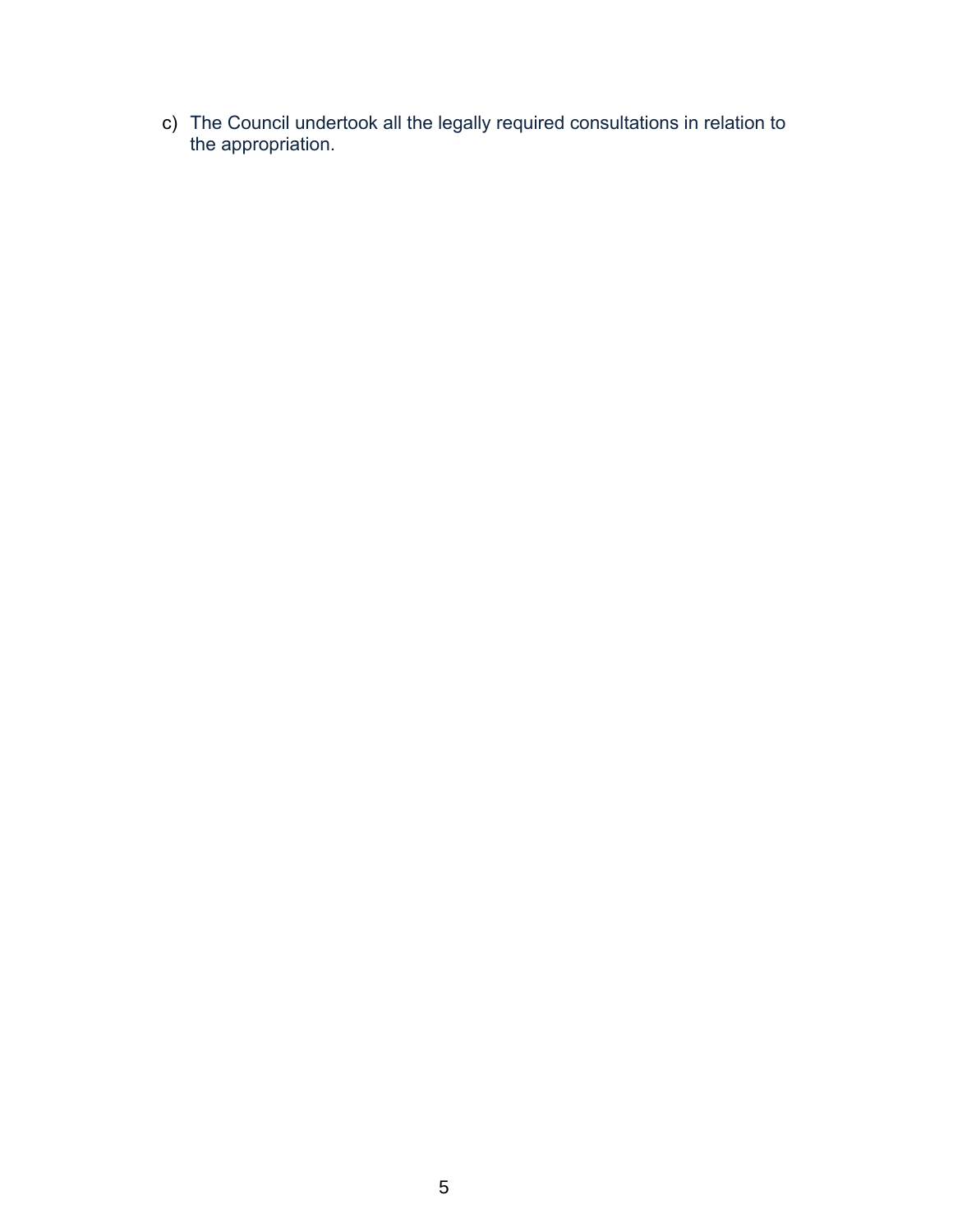c) The Council undertook all the legally required consultations in relation to the appropriation.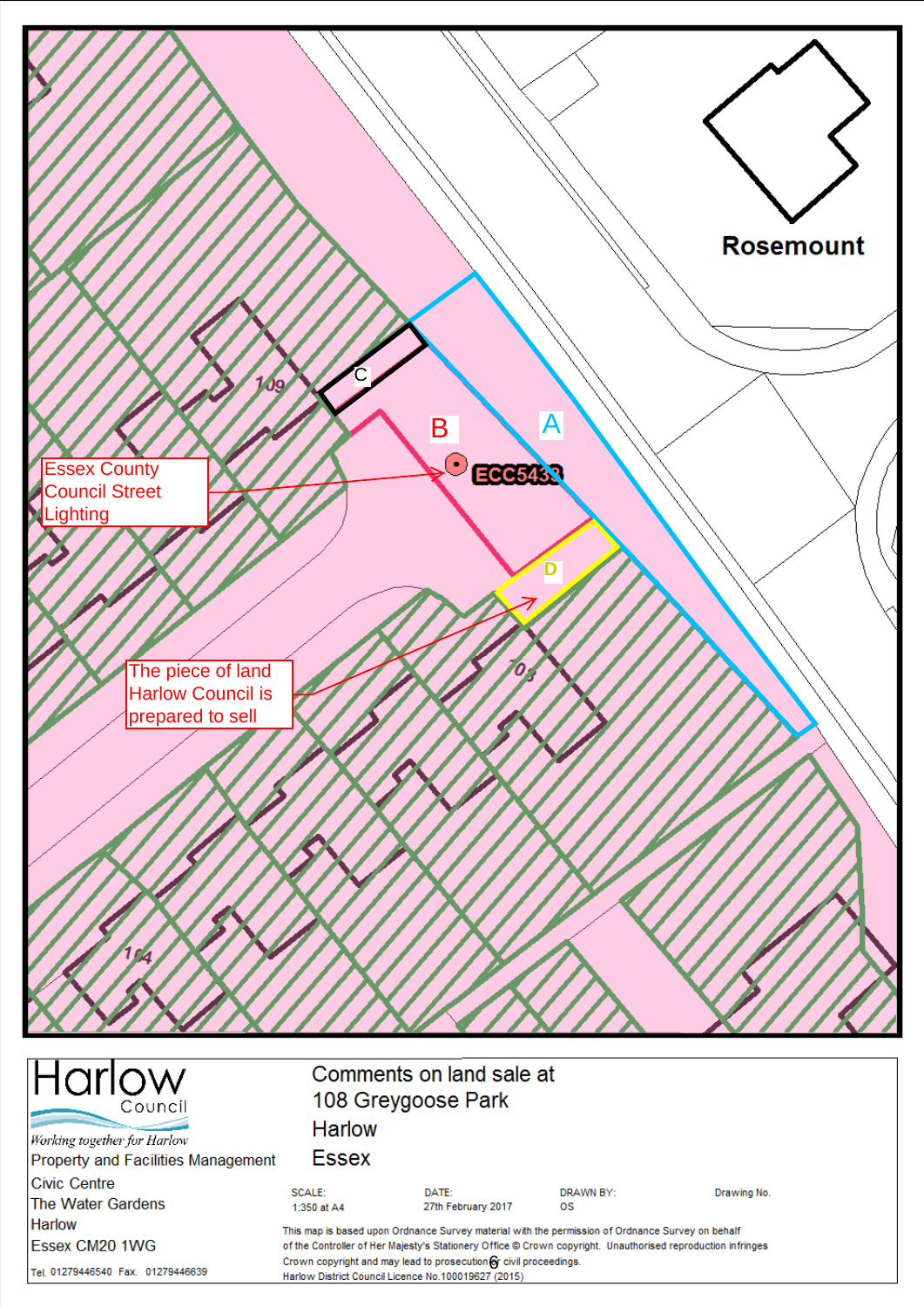Rosemount

A

B

C

D

ECC5433

109

103

104

Essex County Council Street Lighting

The piece of land Harlow Council is prepared to sell

Harlow Council

*Working together for Harlow*

Property and Facilities Management

Civic Centre
The Water Gardens
Harlow
Essex CM20 1WG

Tel. 01279446540 Fax. 01279446639

Comments on land sale at
108 Greygoose Park
Harlow
Essex

| SCALE: | DATE: | DRAWN BY: | Drawing No. |
|---|---|---|---|
| 1:350 at A4 | 27th February 2017 | OS | |

This map is based upon Ordnance Survey material with the permission of Ordnance Survey on behalf of the Controller of Her Majesty's Stationery Office © Crown copyright. Unauthorised reproduction infringes Crown copyright and may lead to prosecution or civil proceedings.
Harlow District Council Licence No.100019627 (2015)